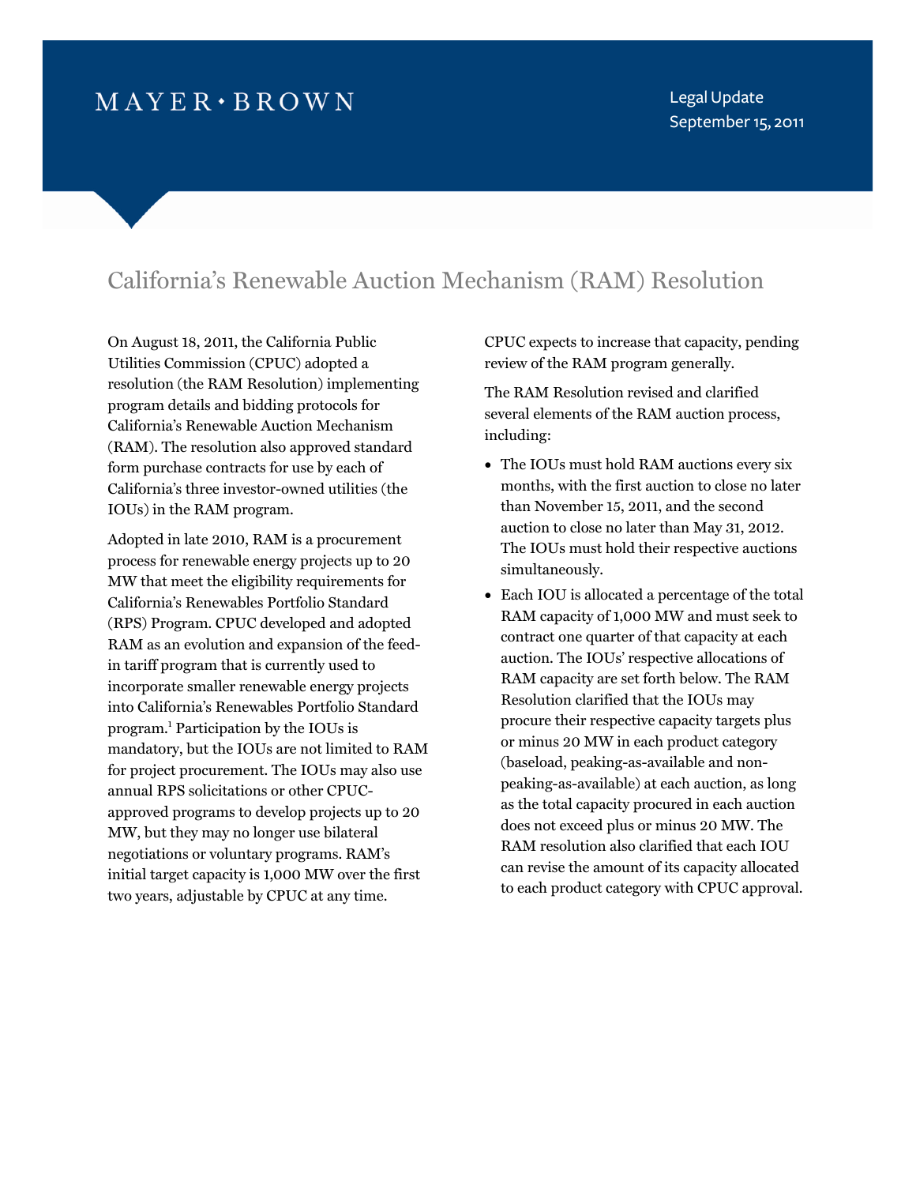MAYER • BROWN

Legal Update
September 15, 2011

# California's Renewable Auction Mechanism (RAM) Resolution

On August 18, 2011, the California Public Utilities Commission (CPUC) adopted a resolution (the RAM Resolution) implementing program details and bidding protocols for California's Renewable Auction Mechanism (RAM). The resolution also approved standard form purchase contracts for use by each of California's three investor-owned utilities (the IOUs) in the RAM program.

Adopted in late 2010, RAM is a procurement process for renewable energy projects up to 20 MW that meet the eligibility requirements for California's Renewables Portfolio Standard (RPS) Program. CPUC developed and adopted RAM as an evolution and expansion of the feed-in tariff program that is currently used to incorporate smaller renewable energy projects into California's Renewables Portfolio Standard program.[1] Participation by the IOUs is mandatory, but the IOUs are not limited to RAM for project procurement. The IOUs may also use annual RPS solicitations or other CPUC-approved programs to develop projects up to 20 MW, but they may no longer use bilateral negotiations or voluntary programs. RAM's initial target capacity is 1,000 MW over the first two years, adjustable by CPUC at any time. CPUC expects to increase that capacity, pending review of the RAM program generally.

The RAM Resolution revised and clarified several elements of the RAM auction process, including:

- The IOUs must hold RAM auctions every six months, with the first auction to close no later than November 15, 2011, and the second auction to close no later than May 31, 2012. The IOUs must hold their respective auctions simultaneously.
- Each IOU is allocated a percentage of the total RAM capacity of 1,000 MW and must seek to contract one quarter of that capacity at each auction. The IOUs' respective allocations of RAM capacity are set forth below. The RAM Resolution clarified that the IOUs may procure their respective capacity targets plus or minus 20 MW in each product category (baseload, peaking-as-available and non-peaking-as-available) at each auction, as long as the total capacity procured in each auction does not exceed plus or minus 20 MW. The RAM resolution also clarified that each IOU can revise the amount of its capacity allocated to each product category with CPUC approval.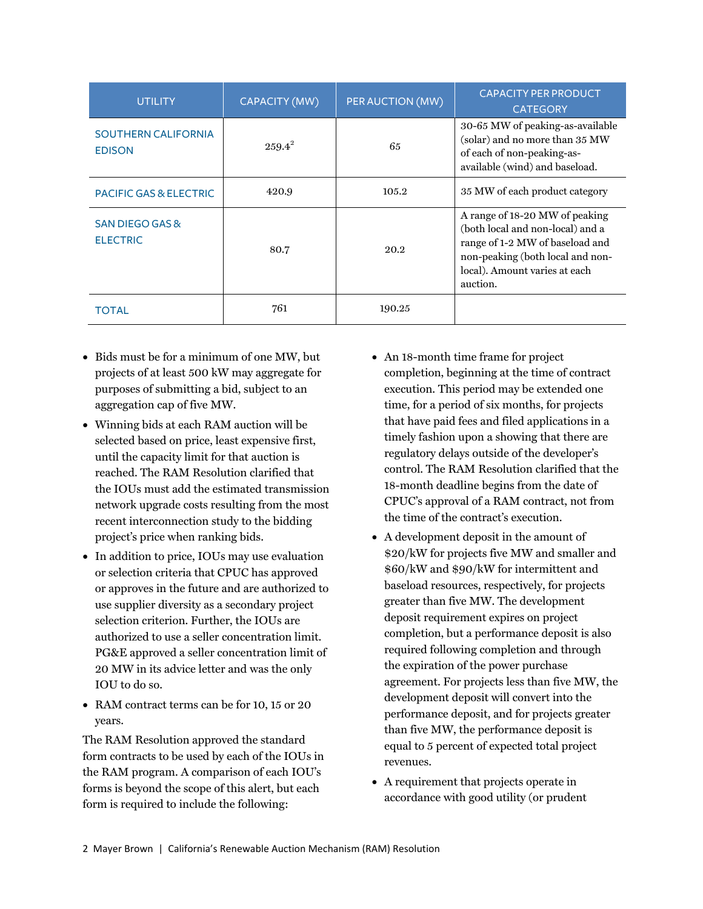| UTILITY | CAPACITY (MW) | PER AUCTION (MW) | CAPACITY PER PRODUCT CATEGORY |
|---|---|---|---|
| SOUTHERN CALIFORNIA EDISON | 259.4[2] | 65 | 30-65 MW of peaking-as-available (solar) and no more than 35 MW of each of non-peaking-as-available (wind) and baseload. |
| PACIFIC GAS & ELECTRIC | 420.9 | 105.2 | 35 MW of each product category |
| SAN DIEGO GAS & ELECTRIC | 80.7 | 20.2 | A range of 18-20 MW of peaking (both local and non-local) and a range of 1-2 MW of baseload and non-peaking (both local and non-local). Amount varies at each auction. |
| TOTAL | 761 | 190.25 | |

- Bids must be for a minimum of one MW, but projects of at least 500 kW may aggregate for purposes of submitting a bid, subject to an aggregation cap of five MW.
- Winning bids at each RAM auction will be selected based on price, least expensive first, until the capacity limit for that auction is reached. The RAM Resolution clarified that the IOUs must add the estimated transmission network upgrade costs resulting from the most recent interconnection study to the bidding project's price when ranking bids.
- In addition to price, IOUs may use evaluation or selection criteria that CPUC has approved or approves in the future and are authorized to use supplier diversity as a secondary project selection criterion. Further, the IOUs are authorized to use a seller concentration limit. PG&E approved a seller concentration limit of 20 MW in its advice letter and was the only IOU to do so.
- RAM contract terms can be for 10, 15 or 20 years.

The RAM Resolution approved the standard form contracts to be used by each of the IOUs in the RAM program. A comparison of each IOU's forms is beyond the scope of this alert, but each form is required to include the following:

- An 18-month time frame for project completion, beginning at the time of contract execution. This period may be extended one time, for a period of six months, for projects that have paid fees and filed applications in a timely fashion upon a showing that there are regulatory delays outside of the developer's control. The RAM Resolution clarified that the 18-month deadline begins from the date of CPUC's approval of a RAM contract, not from the time of the contract's execution.
- A development deposit in the amount of $20/kW for projects five MW and smaller and $60/kW and $90/kW for intermittent and baseload resources, respectively, for projects greater than five MW. The development deposit requirement expires on project completion, but a performance deposit is also required following completion and through the expiration of the power purchase agreement. For projects less than five MW, the development deposit will convert into the performance deposit, and for projects greater than five MW, the performance deposit is equal to 5 percent of expected total project revenues.
- A requirement that projects operate in accordance with good utility (or prudent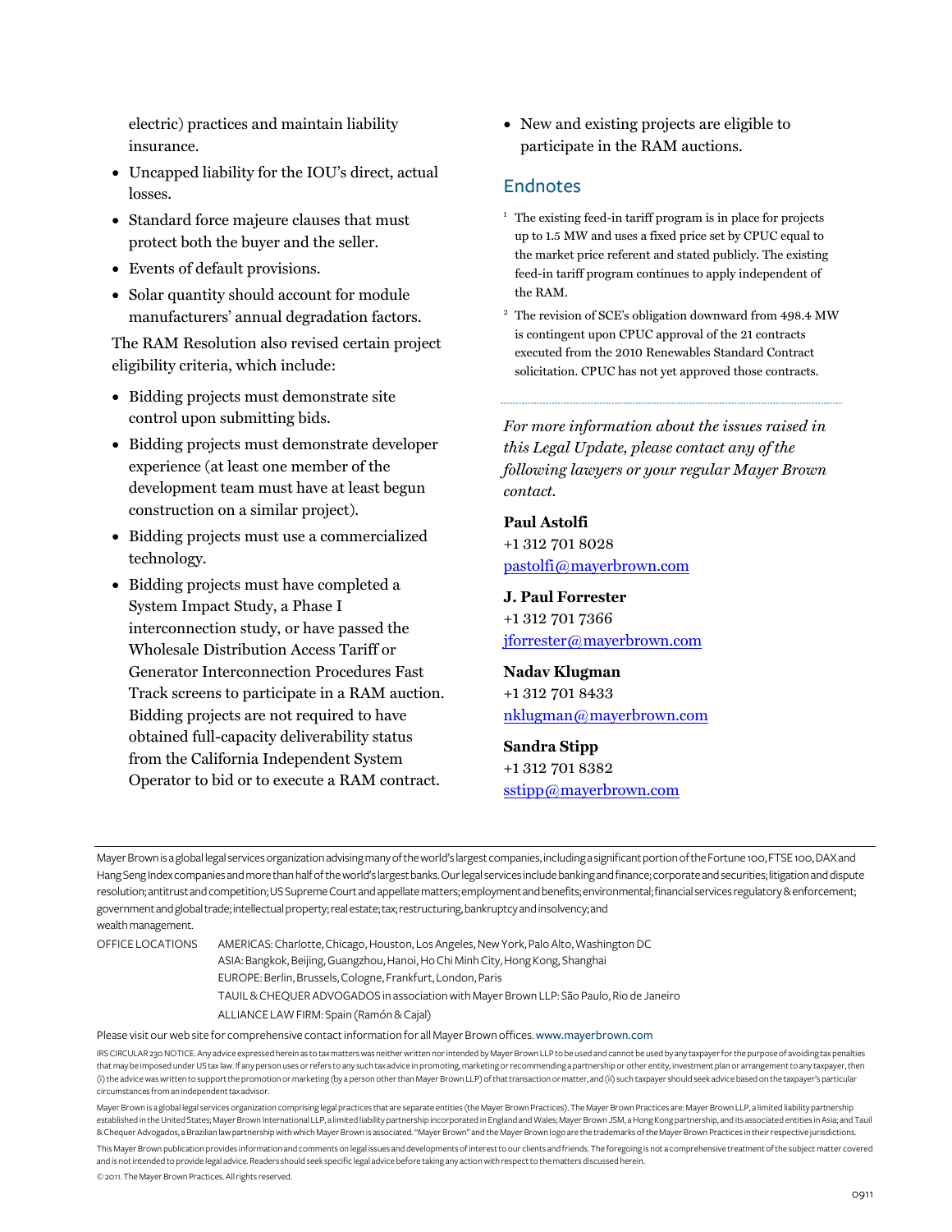electric) practices and maintain liability insurance.

- Uncapped liability for the IOU's direct, actual losses.
- Standard force majeure clauses that must protect both the buyer and the seller.
- Events of default provisions.
- Solar quantity should account for module manufacturers' annual degradation factors.

The RAM Resolution also revised certain project eligibility criteria, which include:

- Bidding projects must demonstrate site control upon submitting bids.
- Bidding projects must demonstrate developer experience (at least one member of the development team must have at least begun construction on a similar project).
- Bidding projects must use a commercialized technology.
- Bidding projects must have completed a System Impact Study, a Phase I interconnection study, or have passed the Wholesale Distribution Access Tariff or Generator Interconnection Procedures Fast Track screens to participate in a RAM auction. Bidding projects are not required to have obtained full-capacity deliverability status from the California Independent System Operator to bid or to execute a RAM contract.
- New and existing projects are eligible to participate in the RAM auctions.

## Endnotes

[1] The existing feed-in tariff program is in place for projects up to 1.5 MW and uses a fixed price set by CPUC equal to the market price referent and stated publicly. The existing feed-in tariff program continues to apply independent of the RAM.

[2] The revision of SCE's obligation downward from 498.4 MW is contingent upon CPUC approval of the 21 contracts executed from the 2010 Renewables Standard Contract solicitation. CPUC has not yet approved those contracts.

*For more information about the issues raised in this Legal Update, please contact any of the following lawyers or your regular Mayer Brown contact.*

**Paul Astolfi**
+1 312 701 8028
pastolfi@mayerbrown.com

**J. Paul Forrester**
+1 312 701 7366
jforrester@mayerbrown.com

**Nadav Klugman**
+1 312 701 8433
nklugman@mayerbrown.com

**Sandra Stipp**
+1 312 701 8382
sstipp@mayerbrown.com

Mayer Brown is a global legal services organization advising many of the world's largest companies, including a significant portion of the Fortune 100, FTSE 100, DAX and Hang Seng Index companies and more than half of the world's largest banks. Our legal services include banking and finance; corporate and securities; litigation and dispute resolution; antitrust and competition; US Supreme Court and appellate matters; employment and benefits; environmental; financial services regulatory & enforcement; government and global trade; intellectual property; real estate; tax; restructuring, bankruptcy and insolvency; and wealth management.

OFFICE LOCATIONS AMERICAS: Charlotte, Chicago, Houston, Los Angeles, New York, Palo Alto, Washington DC
ASIA: Bangkok, Beijing, Guangzhou, Hanoi, Ho Chi Minh City, Hong Kong, Shanghai
EUROPE: Berlin, Brussels, Cologne, Frankfurt, London, Paris
TAUIL & CHEQUER ADVOGADOS in association with Mayer Brown LLP: São Paulo, Rio de Janeiro
ALLIANCE LAW FIRM: Spain (Ramón & Cajal)

Please visit our web site for comprehensive contact information for all Mayer Brown offices. www.mayerbrown.com

IRS CIRCULAR 230 NOTICE. Any advice expressed herein as to tax matters was neither written nor intended by Mayer Brown LLP to be used and cannot be used by any taxpayer for the purpose of avoiding tax penalties that may be imposed under US tax law. If any person uses or refers to any such tax advice in promoting, marketing or recommending a partnership or other entity, investment plan or arrangement to any taxpayer, then (i) the advice was written to support the promotion or marketing (by a person other than Mayer Brown LLP) of that transaction or matter, and (ii) such taxpayer should seek advice based on the taxpayer's particular circumstances from an independent tax advisor.

Mayer Brown is a global legal services organization comprising legal practices that are separate entities (the Mayer Brown Practices). The Mayer Brown Practices are: Mayer Brown LLP, a limited liability partnership established in the United States; Mayer Brown International LLP, a limited liability partnership incorporated in England and Wales; Mayer Brown JSM, a Hong Kong partnership, and its associated entities in Asia; and Tauil & Chequer Advogados, a Brazilian law partnership with which Mayer Brown is associated. "Mayer Brown" and the Mayer Brown logo are the trademarks of the Mayer Brown Practices in their respective jurisdictions.

This Mayer Brown publication provides information and comments on legal issues and developments of interest to our clients and friends. The foregoing is not a comprehensive treatment of the subject matter covered and is not intended to provide legal advice. Readers should seek specific legal advice before taking any action with respect to the matters discussed herein.

© 2011. The Mayer Brown Practices. All rights reserved.

0911